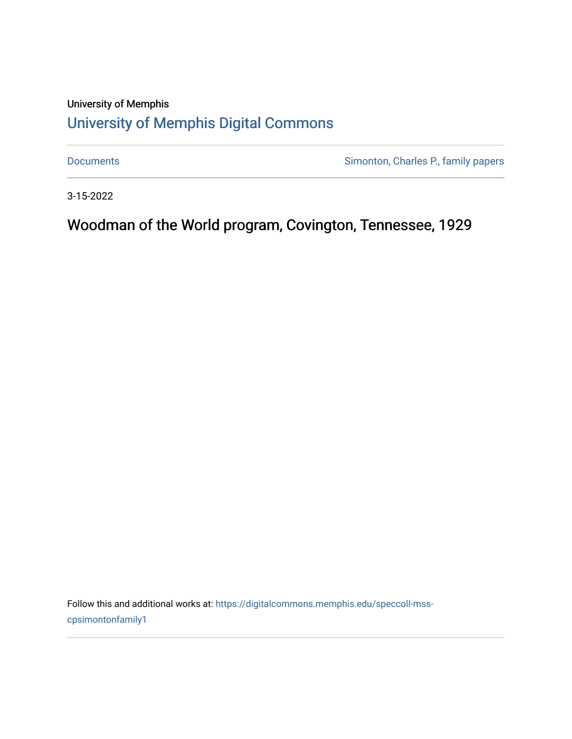University of Memphis

# University of Memphis Digital Commons

Documents | Simonton, Charles P., family papers

3-15-2022

## Woodman of the World program, Covington, Tennessee, 1929

Follow this and additional works at: https://digitalcommons.memphis.edu/speccoll-mss-cpsimontonfamily1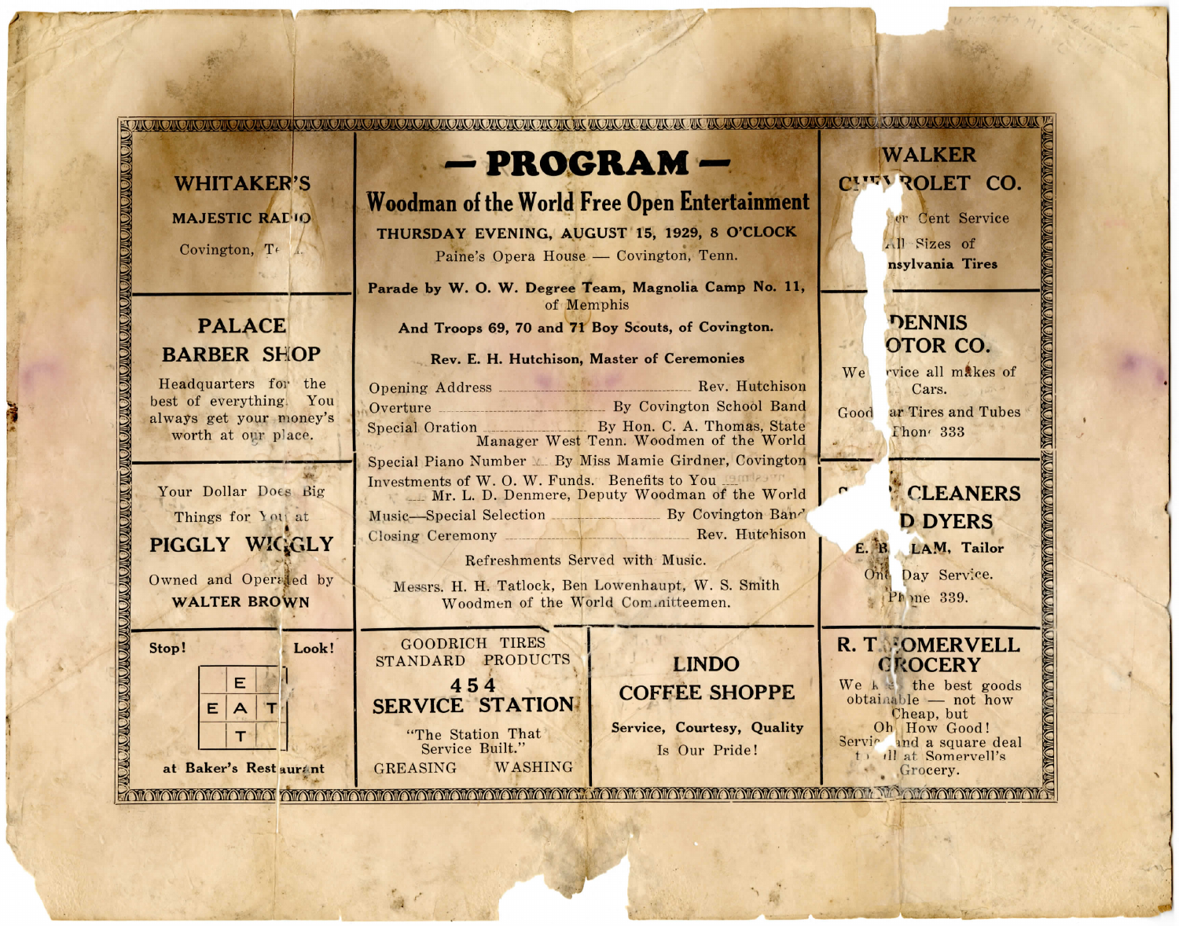# — PROGRAM —

## Woodman of the World Free Open Entertainment

**THURSDAY EVENING, AUGUST 15, 1929, 8 O'CLOCK**

Paine's Opera House — Covington, Tenn.

**Parade by W. O. W. Degree Team, Magnolia Camp No. 11, of Memphis**

**And Troops 69, 70 and 71 Boy Scouts, of Covington.**

**Rev. E. H. Hutchison, Master of Ceremonies**

Opening Address ............ Rev. Hutchison

Overture ............ By Covington School Band

Special Oration ............ By Hon. C. A. Thomas, State Manager West Tenn. Woodmen of the World

Special Piano Number ... By Miss Mamie Girdner, Covington

Investments of W. O. W. Funds. Benefits to You ......... Mr. L. D. Denmere, Deputy Woodman of the World

Music—Special Selection ............ By Covington Band

Closing Ceremony ............ Rev. Hutchison

Refreshments Served with Music.

Messrs. H. H. Tatlock, Ben Lowenhaupt, W. S. Smith
Woodmen of the World Committeemen.

---

**WHITAKER'S**

**MAJESTIC RADIO**

Covington, Te...

---

**PALACE BARBER SHOP**

Headquarters for the best of everything. You always get your money's worth at our place.

---

Your Dollar Does Big Things for You at

**PIGGLY WIGGLY**

Owned and Operated by

**WALTER BROWN**

---

**Stop!** **Look!**

| | | |
|---|---|---|
| | E | |
| E | A | T |
| | T | |

**at Baker's Restaurant**

---

GOODRICH TIRES
STANDARD PRODUCTS

**454**
**SERVICE STATION**

"The Station That Service Built."

GREASING WASHING

---

**LINDO COFFEE SHOPPE**

**Service, Courtesy, Quality**

Is Our Pride!

---

**WALKER CHEVROLET CO.**

...er Cent Service

All Sizes of

**...nsylvania Tires**

---

**DENNIS MOTOR CO.**

We ...rvice all makes of Cars.

Good...ar Tires and Tubes

Phone 333

---

**... CLEANERS ...D DYERS**

**E. B... LAM, Tailor**

One Day Service.

Phone 339.

---

**R. T. SOMERVELL GROCERY**

We k... the best goods obtainable — not how Cheap, but Oh How Good! Servi... and a square deal ...ll at Somervell's Grocery.